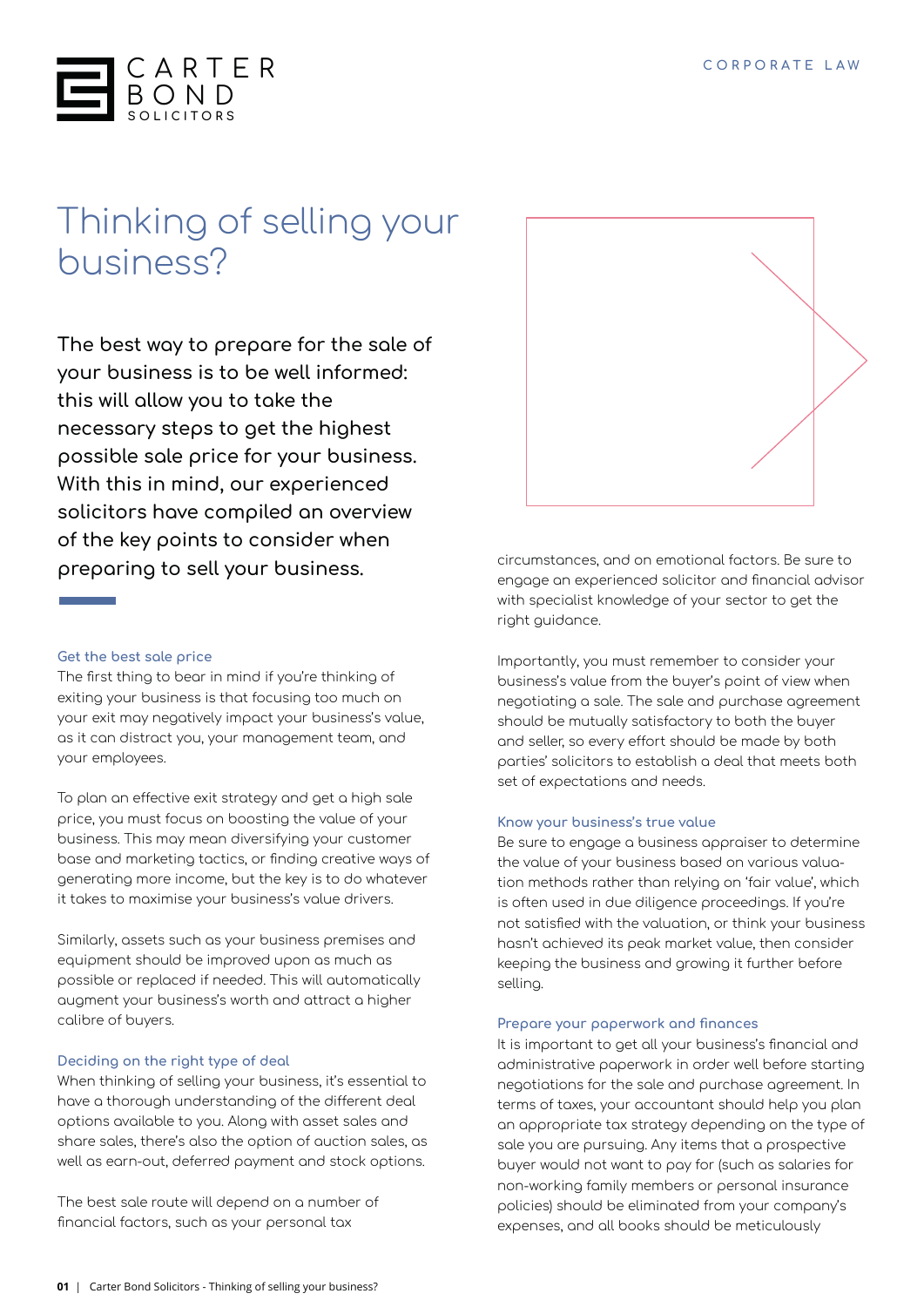# Thinking of selling your business?

**The best way to prepare for the sale of your business is to be well informed: this will allow you to take the necessary steps to get the highest possible sale price for your business. With this in mind, our experienced solicitors have compiled an overview of the key points to consider when preparing to sell your business.**

### Get the best sale price

The first thing to bear in mind if you're thinking of exiting your business is that focusing too much on your exit may negatively impact your business's value, as it can distract you, your management team, and your employees.

To plan an effective exit strategy and get a high sale price, you must focus on boosting the value of your business. This may mean diversifying your customer base and marketing tactics, or finding creative ways of generating more income, but the key is to do whatever it takes to maximise your business's value drivers.

Similarly, assets such as your business premises and equipment should be improved upon as much as possible or replaced if needed. This will automatically augment your business's worth and attract a higher calibre of buyers.

### Deciding on the right type of deal

When thinking of selling your business, it's essential to have a thorough understanding of the different deal options available to you. Along with asset sales and share sales, there's also the option of auction sales, as well as earn-out, deferred payment and stock options.

The best sale route will depend on a number of financial factors, such as your personal tax circumstances, and on emotional factors. Be sure to engage an experienced solicitor and financial advisor with specialist knowledge of your sector to get the right guidance.

Importantly, you must remember to consider your business's value from the buyer's point of view when negotiating a sale. The sale and purchase agreement should be mutually satisfactory to both the buyer and seller, so every effort should be made by both parties' solicitors to establish a deal that meets both set of expectations and needs.

### Know your business's true value

Be sure to engage a business appraiser to determine the value of your business based on various valuation methods rather than relying on 'fair value', which is often used in due diligence proceedings. If you're not satisfied with the valuation, or think your business hasn't achieved its peak market value, then consider keeping the business and growing it further before selling.

### Prepare your paperwork and finances

It is important to get all your business's financial and administrative paperwork in order well before starting negotiations for the sale and purchase agreement. In terms of taxes, your accountant should help you plan an appropriate tax strategy depending on the type of sale you are pursuing. Any items that a prospective buyer would not want to pay for (such as salaries for non-working family members or personal insurance policies) should be eliminated from your company's expenses, and all books should be meticulously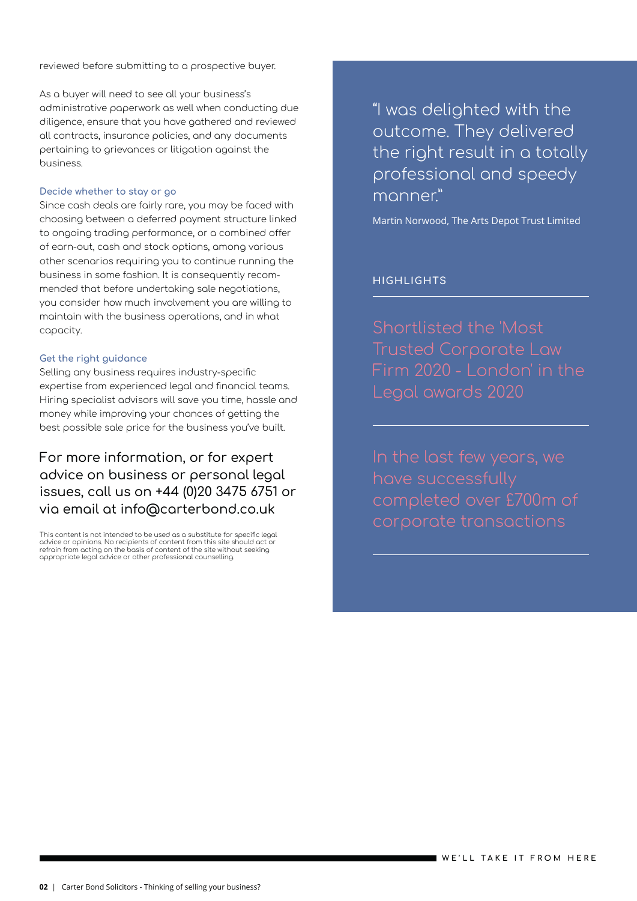reviewed before submitting to a prospective buyer.

As a buyer will need to see all your business's administrative paperwork as well when conducting due diligence, ensure that you have gathered and reviewed all contracts, insurance policies, and any documents pertaining to grievances or litigation against the business.

### Decide whether to stay or go

Since cash deals are fairly rare, you may be faced with choosing between a deferred payment structure linked to ongoing trading performance, or a combined offer of earn-out, cash and stock options, among various other scenarios requiring you to continue running the business in some fashion. It is consequently recommended that before undertaking sale negotiations, you consider how much involvement you are willing to maintain with the business operations, and in what capacity.

### Get the right guidance

Selling any business requires industry-specific expertise from experienced legal and financial teams. Hiring specialist advisors will save you time, hassle and money while improving your chances of getting the best possible sale price for the business you've built.

For more information, or for expert advice on business or personal legal issues, call us on +44 (0)20 3475 6751 or via email at info@carterbond.co.uk

This content is not intended to be used as a substitute for specific legal advice or opinions. No recipients of content from this site should act or refrain from acting on the basis of content of the site without seeking appropriate legal advice or other professional counselling.

"I was delighted with the outcome. They delivered the right result in a totally professional and speedy manner."

Martin Norwood, The Arts Depot Trust Limited

## HIGHLIGHTS

Shortlisted the 'Most Trusted Corporate Law Firm 2020 - London' in the Legal awards 2020

In the last few years, we have successfully completed over £700m of corporate transactions

WE'LL TAKE IT FROM HERE